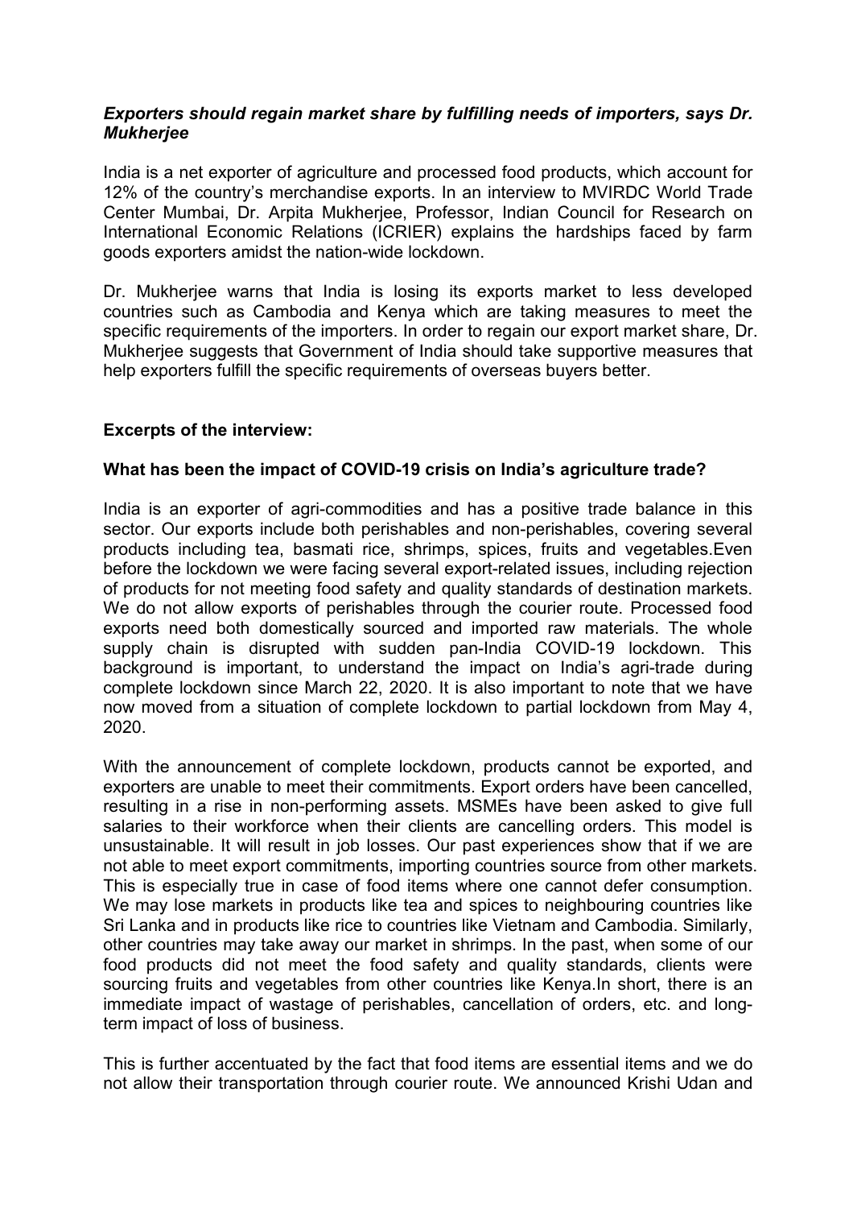***Exporters should regain market share by fulfilling needs of importers, says Dr. Mukherjee***

India is a net exporter of agriculture and processed food products, which account for 12% of the country's merchandise exports. In an interview to MVIRDC World Trade Center Mumbai, Dr. Arpita Mukherjee, Professor, Indian Council for Research on International Economic Relations (ICRIER) explains the hardships faced by farm goods exporters amidst the nation-wide lockdown.

Dr. Mukherjee warns that India is losing its exports market to less developed countries such as Cambodia and Kenya which are taking measures to meet the specific requirements of the importers. In order to regain our export market share, Dr. Mukherjee suggests that Government of India should take supportive measures that help exporters fulfill the specific requirements of overseas buyers better.

**Excerpts of the interview:**

**What has been the impact of COVID-19 crisis on India's agriculture trade?**

India is an exporter of agri-commodities and has a positive trade balance in this sector. Our exports include both perishables and non-perishables, covering several products including tea, basmati rice, shrimps, spices, fruits and vegetables.Even before the lockdown we were facing several export-related issues, including rejection of products for not meeting food safety and quality standards of destination markets. We do not allow exports of perishables through the courier route. Processed food exports need both domestically sourced and imported raw materials. The whole supply chain is disrupted with sudden pan-India COVID-19 lockdown. This background is important, to understand the impact on India's agri-trade during complete lockdown since March 22, 2020. It is also important to note that we have now moved from a situation of complete lockdown to partial lockdown from May 4, 2020.

With the announcement of complete lockdown, products cannot be exported, and exporters are unable to meet their commitments. Export orders have been cancelled, resulting in a rise in non-performing assets. MSMEs have been asked to give full salaries to their workforce when their clients are cancelling orders. This model is unsustainable. It will result in job losses. Our past experiences show that if we are not able to meet export commitments, importing countries source from other markets. This is especially true in case of food items where one cannot defer consumption. We may lose markets in products like tea and spices to neighbouring countries like Sri Lanka and in products like rice to countries like Vietnam and Cambodia. Similarly, other countries may take away our market in shrimps. In the past, when some of our food products did not meet the food safety and quality standards, clients were sourcing fruits and vegetables from other countries like Kenya.In short, there is an immediate impact of wastage of perishables, cancellation of orders, etc. and long-term impact of loss of business.

This is further accentuated by the fact that food items are essential items and we do not allow their transportation through courier route. We announced Krishi Udan and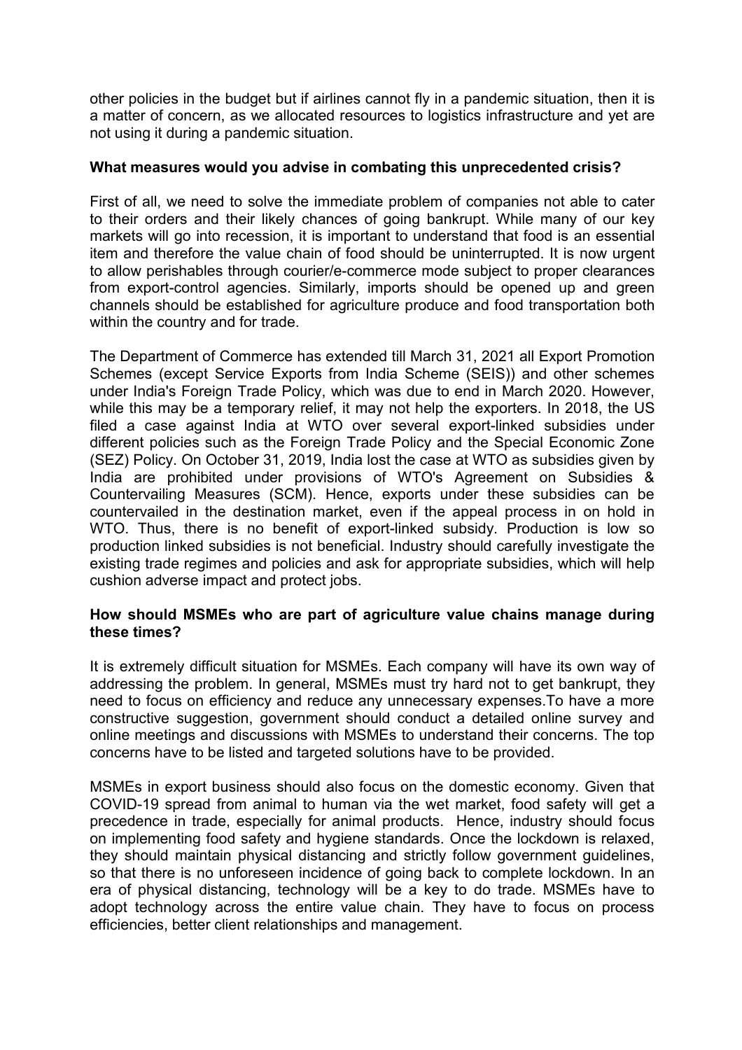other policies in the budget but if airlines cannot fly in a pandemic situation, then it is a matter of concern, as we allocated resources to logistics infrastructure and yet are not using it during a pandemic situation.

**What measures would you advise in combating this unprecedented crisis?**

First of all, we need to solve the immediate problem of companies not able to cater to their orders and their likely chances of going bankrupt. While many of our key markets will go into recession, it is important to understand that food is an essential item and therefore the value chain of food should be uninterrupted. It is now urgent to allow perishables through courier/e-commerce mode subject to proper clearances from export-control agencies. Similarly, imports should be opened up and green channels should be established for agriculture produce and food transportation both within the country and for trade.

The Department of Commerce has extended till March 31, 2021 all Export Promotion Schemes (except Service Exports from India Scheme (SEIS)) and other schemes under India's Foreign Trade Policy, which was due to end in March 2020. However, while this may be a temporary relief, it may not help the exporters. In 2018, the US filed a case against India at WTO over several export-linked subsidies under different policies such as the Foreign Trade Policy and the Special Economic Zone (SEZ) Policy. On October 31, 2019, India lost the case at WTO as subsidies given by India are prohibited under provisions of WTO's Agreement on Subsidies & Countervailing Measures (SCM). Hence, exports under these subsidies can be countervailed in the destination market, even if the appeal process in on hold in WTO. Thus, there is no benefit of export-linked subsidy. Production is low so production linked subsidies is not beneficial. Industry should carefully investigate the existing trade regimes and policies and ask for appropriate subsidies, which will help cushion adverse impact and protect jobs.

**How should MSMEs who are part of agriculture value chains manage during these times?**

It is extremely difficult situation for MSMEs. Each company will have its own way of addressing the problem. In general, MSMEs must try hard not to get bankrupt, they need to focus on efficiency and reduce any unnecessary expenses.To have a more constructive suggestion, government should conduct a detailed online survey and online meetings and discussions with MSMEs to understand their concerns. The top concerns have to be listed and targeted solutions have to be provided.

MSMEs in export business should also focus on the domestic economy. Given that COVID-19 spread from animal to human via the wet market, food safety will get a precedence in trade, especially for animal products. Hence, industry should focus on implementing food safety and hygiene standards. Once the lockdown is relaxed, they should maintain physical distancing and strictly follow government guidelines, so that there is no unforeseen incidence of going back to complete lockdown. In an era of physical distancing, technology will be a key to do trade. MSMEs have to adopt technology across the entire value chain. They have to focus on process efficiencies, better client relationships and management.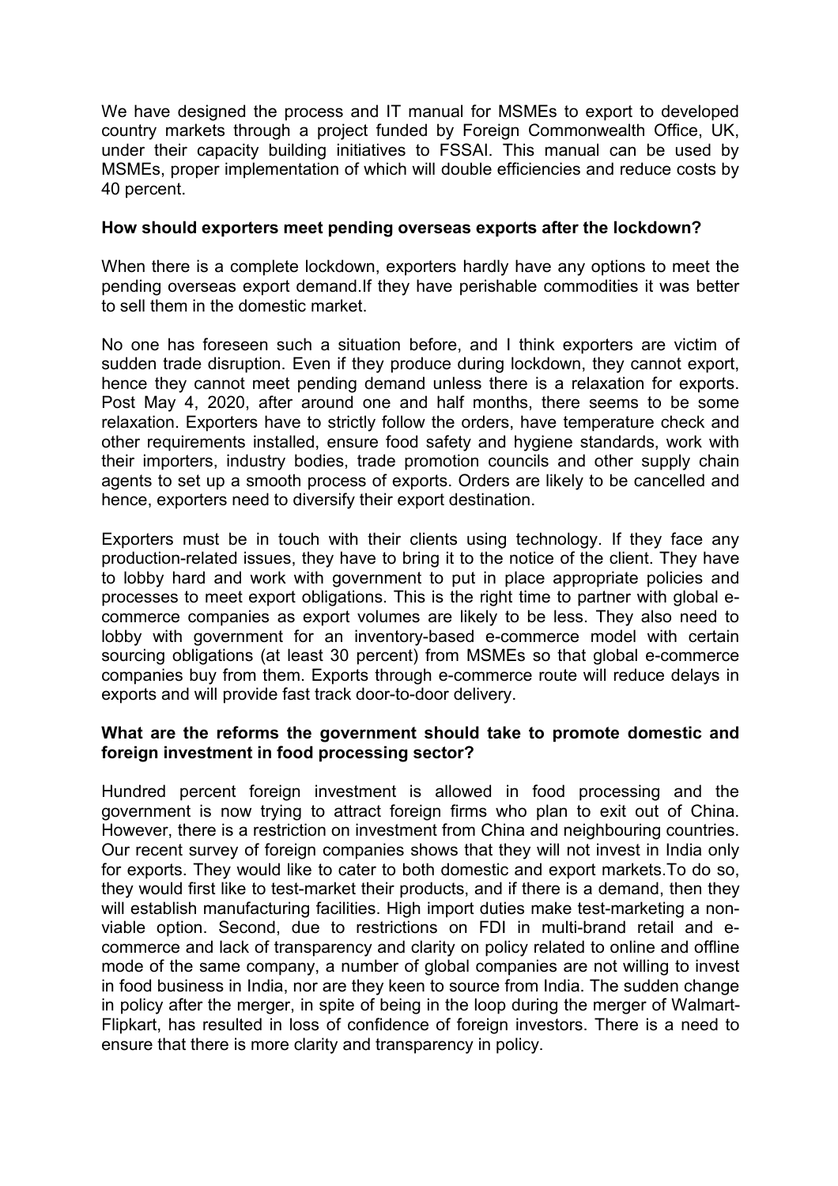We have designed the process and IT manual for MSMEs to export to developed country markets through a project funded by Foreign Commonwealth Office, UK, under their capacity building initiatives to FSSAI. This manual can be used by MSMEs, proper implementation of which will double efficiencies and reduce costs by 40 percent.

**How should exporters meet pending overseas exports after the lockdown?**

When there is a complete lockdown, exporters hardly have any options to meet the pending overseas export demand.If they have perishable commodities it was better to sell them in the domestic market.

No one has foreseen such a situation before, and I think exporters are victim of sudden trade disruption. Even if they produce during lockdown, they cannot export, hence they cannot meet pending demand unless there is a relaxation for exports. Post May 4, 2020, after around one and half months, there seems to be some relaxation. Exporters have to strictly follow the orders, have temperature check and other requirements installed, ensure food safety and hygiene standards, work with their importers, industry bodies, trade promotion councils and other supply chain agents to set up a smooth process of exports. Orders are likely to be cancelled and hence, exporters need to diversify their export destination.

Exporters must be in touch with their clients using technology. If they face any production-related issues, they have to bring it to the notice of the client. They have to lobby hard and work with government to put in place appropriate policies and processes to meet export obligations. This is the right time to partner with global e-commerce companies as export volumes are likely to be less. They also need to lobby with government for an inventory-based e-commerce model with certain sourcing obligations (at least 30 percent) from MSMEs so that global e-commerce companies buy from them. Exports through e-commerce route will reduce delays in exports and will provide fast track door-to-door delivery.

**What are the reforms the government should take to promote domestic and foreign investment in food processing sector?**

Hundred percent foreign investment is allowed in food processing and the government is now trying to attract foreign firms who plan to exit out of China. However, there is a restriction on investment from China and neighbouring countries. Our recent survey of foreign companies shows that they will not invest in India only for exports. They would like to cater to both domestic and export markets.To do so, they would first like to test-market their products, and if there is a demand, then they will establish manufacturing facilities. High import duties make test-marketing a non-viable option. Second, due to restrictions on FDI in multi-brand retail and e-commerce and lack of transparency and clarity on policy related to online and offline mode of the same company, a number of global companies are not willing to invest in food business in India, nor are they keen to source from India. The sudden change in policy after the merger, in spite of being in the loop during the merger of Walmart-Flipkart, has resulted in loss of confidence of foreign investors. There is a need to ensure that there is more clarity and transparency in policy.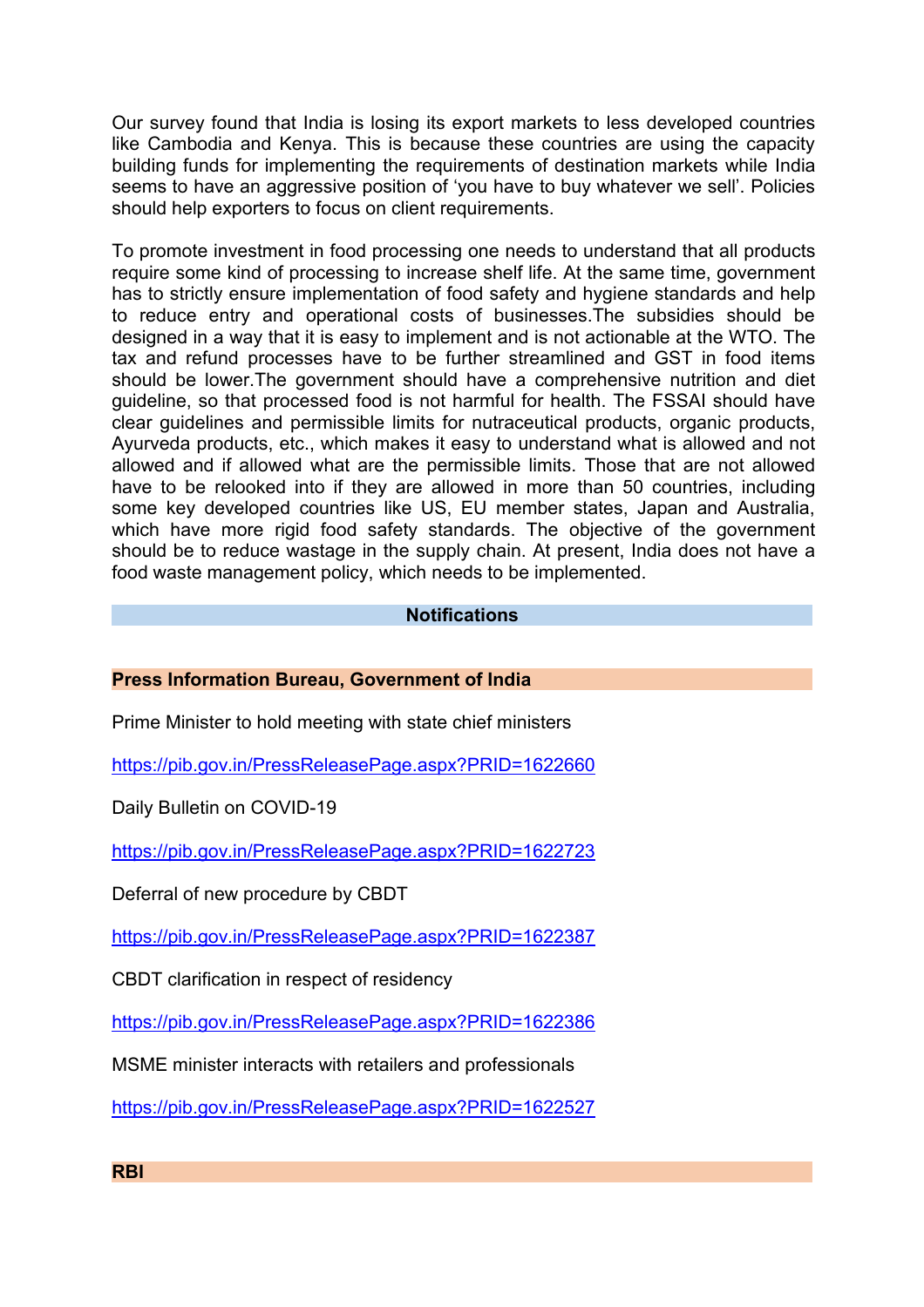Our survey found that India is losing its export markets to less developed countries like Cambodia and Kenya. This is because these countries are using the capacity building funds for implementing the requirements of destination markets while India seems to have an aggressive position of 'you have to buy whatever we sell'. Policies should help exporters to focus on client requirements.

To promote investment in food processing one needs to understand that all products require some kind of processing to increase shelf life. At the same time, government has to strictly ensure implementation of food safety and hygiene standards and help to reduce entry and operational costs of businesses.The subsidies should be designed in a way that it is easy to implement and is not actionable at the WTO. The tax and refund processes have to be further streamlined and GST in food items should be lower.The government should have a comprehensive nutrition and diet guideline, so that processed food is not harmful for health. The FSSAI should have clear guidelines and permissible limits for nutraceutical products, organic products, Ayurveda products, etc., which makes it easy to understand what is allowed and not allowed and if allowed what are the permissible limits. Those that are not allowed have to be relooked into if they are allowed in more than 50 countries, including some key developed countries like US, EU member states, Japan and Australia, which have more rigid food safety standards. The objective of the government should be to reduce wastage in the supply chain. At present, India does not have a food waste management policy, which needs to be implemented.

## Notifications

### Press Information Bureau, Government of India

Prime Minister to hold meeting with state chief ministers

https://pib.gov.in/PressReleasePage.aspx?PRID=1622660

Daily Bulletin on COVID-19

https://pib.gov.in/PressReleasePage.aspx?PRID=1622723

Deferral of new procedure by CBDT

https://pib.gov.in/PressReleasePage.aspx?PRID=1622387

CBDT clarification in respect of residency

https://pib.gov.in/PressReleasePage.aspx?PRID=1622386

MSME minister interacts with retailers and professionals

https://pib.gov.in/PressReleasePage.aspx?PRID=1622527

### RBI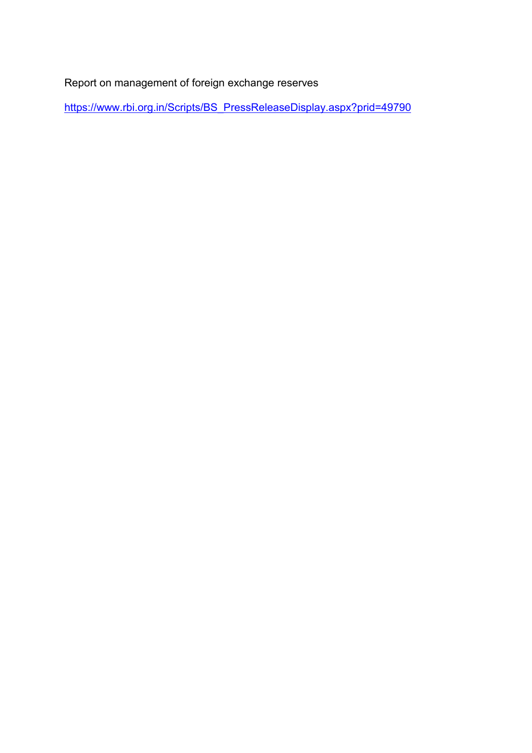Report on management of foreign exchange reserves

https://www.rbi.org.in/Scripts/BS_PressReleaseDisplay.aspx?prid=49790